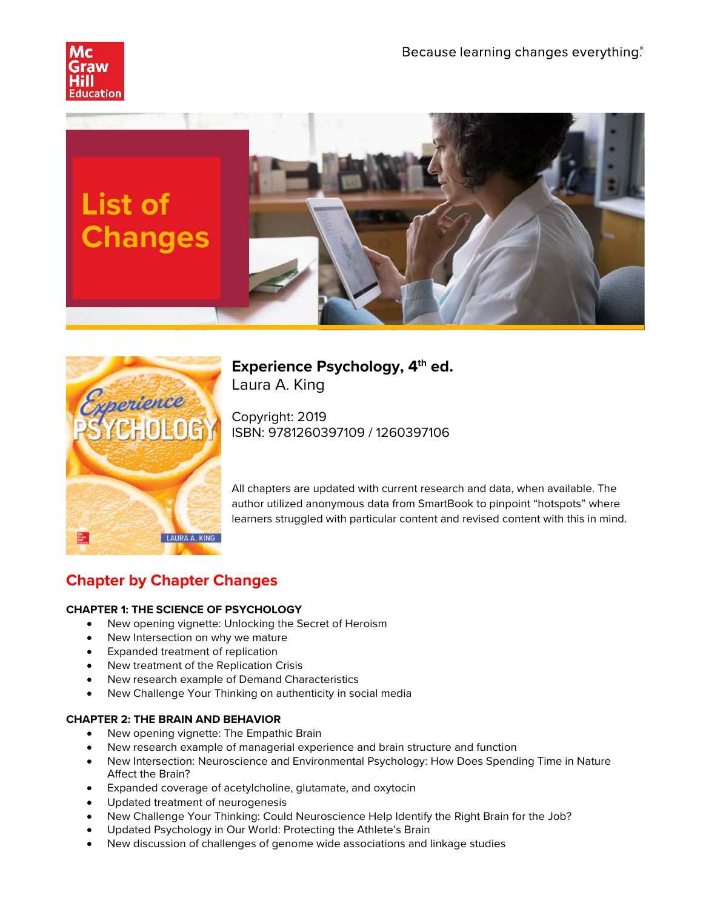Because learning changes everything.®

# List of Changes

**Experience Psychology, 4th ed.**
Laura A. King

Copyright: 2019
ISBN: 9781260397109 / 1260397106

All chapters are updated with current research and data, when available. The author utilized anonymous data from SmartBook to pinpoint "hotspots" where learners struggled with particular content and revised content with this in mind.

## Chapter by Chapter Changes

### CHAPTER 1: THE SCIENCE OF PSYCHOLOGY

- New opening vignette: Unlocking the Secret of Heroism
- New Intersection on why we mature
- Expanded treatment of replication
- New treatment of the Replication Crisis
- New research example of Demand Characteristics
- New Challenge Your Thinking on authenticity in social media

### CHAPTER 2: THE BRAIN AND BEHAVIOR

- New opening vignette: The Empathic Brain
- New research example of managerial experience and brain structure and function
- New Intersection: Neuroscience and Environmental Psychology: How Does Spending Time in Nature Affect the Brain?
- Expanded coverage of acetylcholine, glutamate, and oxytocin
- Updated treatment of neurogenesis
- New Challenge Your Thinking: Could Neuroscience Help Identify the Right Brain for the Job?
- Updated Psychology in Our World: Protecting the Athlete's Brain
- New discussion of challenges of genome wide associations and linkage studies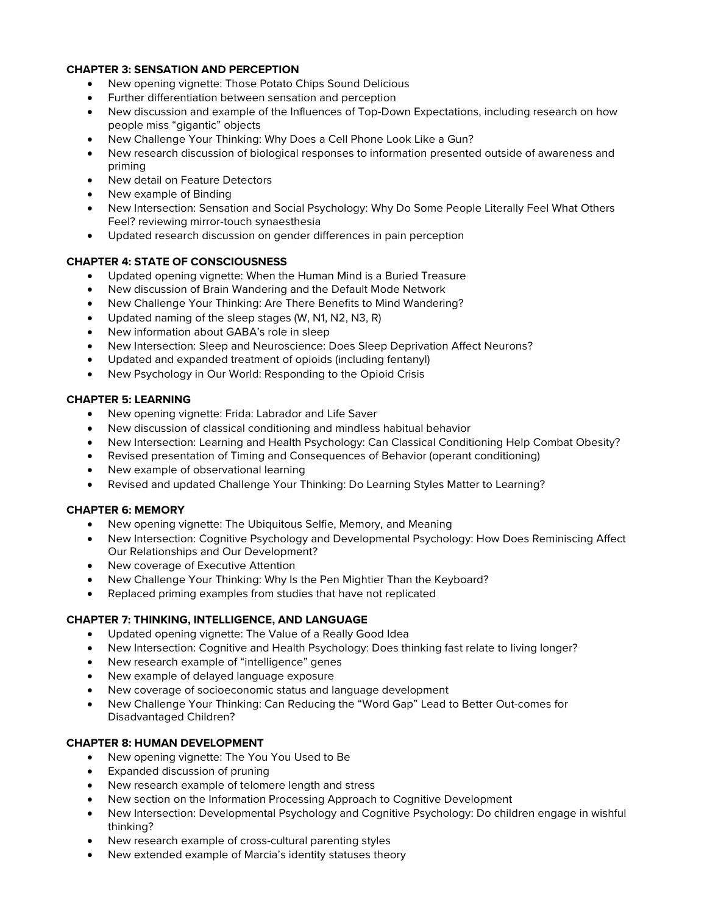**CHAPTER 3: SENSATION AND PERCEPTION**

- New opening vignette: Those Potato Chips Sound Delicious
- Further differentiation between sensation and perception
- New discussion and example of the Influences of Top-Down Expectations, including research on how people miss "gigantic" objects
- New Challenge Your Thinking: Why Does a Cell Phone Look Like a Gun?
- New research discussion of biological responses to information presented outside of awareness and priming
- New detail on Feature Detectors
- New example of Binding
- New Intersection: Sensation and Social Psychology: Why Do Some People Literally Feel What Others Feel? reviewing mirror-touch synaesthesia
- Updated research discussion on gender differences in pain perception

**CHAPTER 4: STATE OF CONSCIOUSNESS**

- Updated opening vignette: When the Human Mind is a Buried Treasure
- New discussion of Brain Wandering and the Default Mode Network
- New Challenge Your Thinking: Are There Benefits to Mind Wandering?
- Updated naming of the sleep stages (W, N1, N2, N3, R)
- New information about GABA's role in sleep
- New Intersection: Sleep and Neuroscience: Does Sleep Deprivation Affect Neurons?
- Updated and expanded treatment of opioids (including fentanyl)
- New Psychology in Our World: Responding to the Opioid Crisis

**CHAPTER 5: LEARNING**

- New opening vignette: Frida: Labrador and Life Saver
- New discussion of classical conditioning and mindless habitual behavior
- New Intersection: Learning and Health Psychology: Can Classical Conditioning Help Combat Obesity?
- Revised presentation of Timing and Consequences of Behavior (operant conditioning)
- New example of observational learning
- Revised and updated Challenge Your Thinking: Do Learning Styles Matter to Learning?

**CHAPTER 6: MEMORY**

- New opening vignette: The Ubiquitous Selfie, Memory, and Meaning
- New Intersection: Cognitive Psychology and Developmental Psychology: How Does Reminiscing Affect Our Relationships and Our Development?
- New coverage of Executive Attention
- New Challenge Your Thinking: Why Is the Pen Mightier Than the Keyboard?
- Replaced priming examples from studies that have not replicated

**CHAPTER 7: THINKING, INTELLIGENCE, AND LANGUAGE**

- Updated opening vignette: The Value of a Really Good Idea
- New Intersection: Cognitive and Health Psychology: Does thinking fast relate to living longer?
- New research example of "intelligence" genes
- New example of delayed language exposure
- New coverage of socioeconomic status and language development
- New Challenge Your Thinking: Can Reducing the "Word Gap" Lead to Better Out-comes for Disadvantaged Children?

**CHAPTER 8: HUMAN DEVELOPMENT**

- New opening vignette: The You You Used to Be
- Expanded discussion of pruning
- New research example of telomere length and stress
- New section on the Information Processing Approach to Cognitive Development
- New Intersection: Developmental Psychology and Cognitive Psychology: Do children engage in wishful thinking?
- New research example of cross-cultural parenting styles
- New extended example of Marcia's identity statuses theory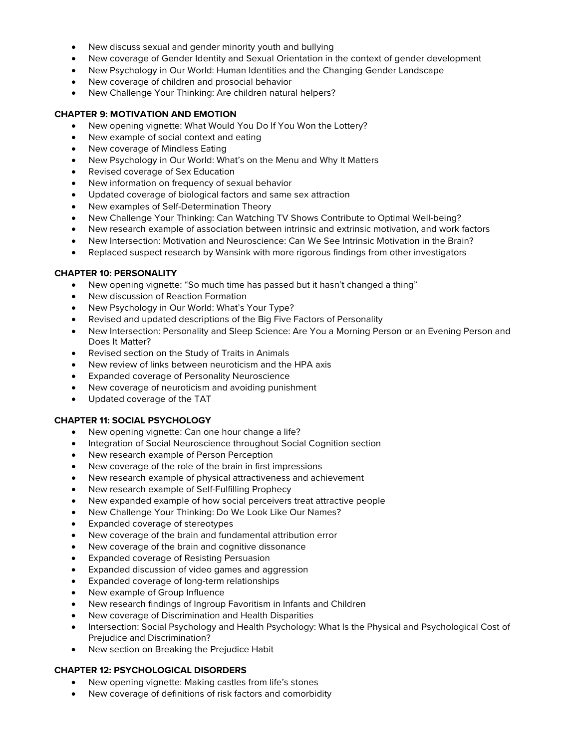- New discuss sexual and gender minority youth and bullying
- New coverage of Gender Identity and Sexual Orientation in the context of gender development
- New Psychology in Our World: Human Identities and the Changing Gender Landscape
- New coverage of children and prosocial behavior
- New Challenge Your Thinking: Are children natural helpers?

**CHAPTER 9: MOTIVATION AND EMOTION**

- New opening vignette: What Would You Do If You Won the Lottery?
- New example of social context and eating
- New coverage of Mindless Eating
- New Psychology in Our World: What's on the Menu and Why It Matters
- Revised coverage of Sex Education
- New information on frequency of sexual behavior
- Updated coverage of biological factors and same sex attraction
- New examples of Self-Determination Theory
- New Challenge Your Thinking: Can Watching TV Shows Contribute to Optimal Well-being?
- New research example of association between intrinsic and extrinsic motivation, and work factors
- New Intersection: Motivation and Neuroscience: Can We See Intrinsic Motivation in the Brain?
- Replaced suspect research by Wansink with more rigorous findings from other investigators

**CHAPTER 10: PERSONALITY**

- New opening vignette: "So much time has passed but it hasn't changed a thing"
- New discussion of Reaction Formation
- New Psychology in Our World: What's Your Type?
- Revised and updated descriptions of the Big Five Factors of Personality
- New Intersection: Personality and Sleep Science: Are You a Morning Person or an Evening Person and Does It Matter?
- Revised section on the Study of Traits in Animals
- New review of links between neuroticism and the HPA axis
- Expanded coverage of Personality Neuroscience
- New coverage of neuroticism and avoiding punishment
- Updated coverage of the TAT

**CHAPTER 11: SOCIAL PSYCHOLOGY**

- New opening vignette: Can one hour change a life?
- Integration of Social Neuroscience throughout Social Cognition section
- New research example of Person Perception
- New coverage of the role of the brain in first impressions
- New research example of physical attractiveness and achievement
- New research example of Self-Fulfilling Prophecy
- New expanded example of how social perceivers treat attractive people
- New Challenge Your Thinking: Do We Look Like Our Names?
- Expanded coverage of stereotypes
- New coverage of the brain and fundamental attribution error
- New coverage of the brain and cognitive dissonance
- Expanded coverage of Resisting Persuasion
- Expanded discussion of video games and aggression
- Expanded coverage of long-term relationships
- New example of Group Influence
- New research findings of Ingroup Favoritism in Infants and Children
- New coverage of Discrimination and Health Disparities
- Intersection: Social Psychology and Health Psychology: What Is the Physical and Psychological Cost of Prejudice and Discrimination?
- New section on Breaking the Prejudice Habit

**CHAPTER 12: PSYCHOLOGICAL DISORDERS**

- New opening vignette: Making castles from life's stones
- New coverage of definitions of risk factors and comorbidity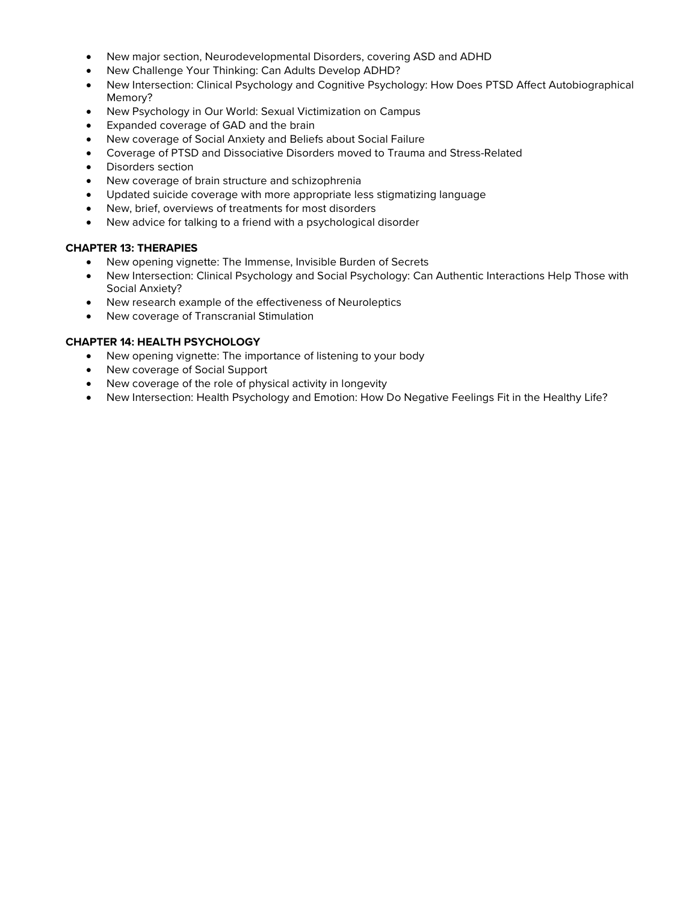- New major section, Neurodevelopmental Disorders, covering ASD and ADHD
- New Challenge Your Thinking: Can Adults Develop ADHD?
- New Intersection: Clinical Psychology and Cognitive Psychology: How Does PTSD Affect Autobiographical Memory?
- New Psychology in Our World: Sexual Victimization on Campus
- Expanded coverage of GAD and the brain
- New coverage of Social Anxiety and Beliefs about Social Failure
- Coverage of PTSD and Dissociative Disorders moved to Trauma and Stress-Related
- Disorders section
- New coverage of brain structure and schizophrenia
- Updated suicide coverage with more appropriate less stigmatizing language
- New, brief, overviews of treatments for most disorders
- New advice for talking to a friend with a psychological disorder

**CHAPTER 13: THERAPIES**

- New opening vignette: The Immense, Invisible Burden of Secrets
- New Intersection: Clinical Psychology and Social Psychology: Can Authentic Interactions Help Those with Social Anxiety?
- New research example of the effectiveness of Neuroleptics
- New coverage of Transcranial Stimulation

**CHAPTER 14: HEALTH PSYCHOLOGY**

- New opening vignette: The importance of listening to your body
- New coverage of Social Support
- New coverage of the role of physical activity in longevity
- New Intersection: Health Psychology and Emotion: How Do Negative Feelings Fit in the Healthy Life?